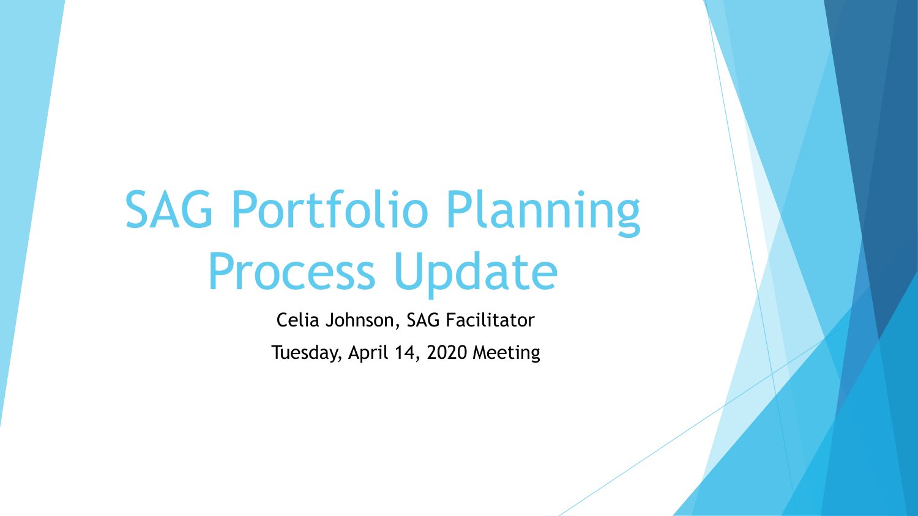# SAG Portfolio Planning Process Update

Celia Johnson, SAG Facilitator

Tuesday, April 14, 2020 Meeting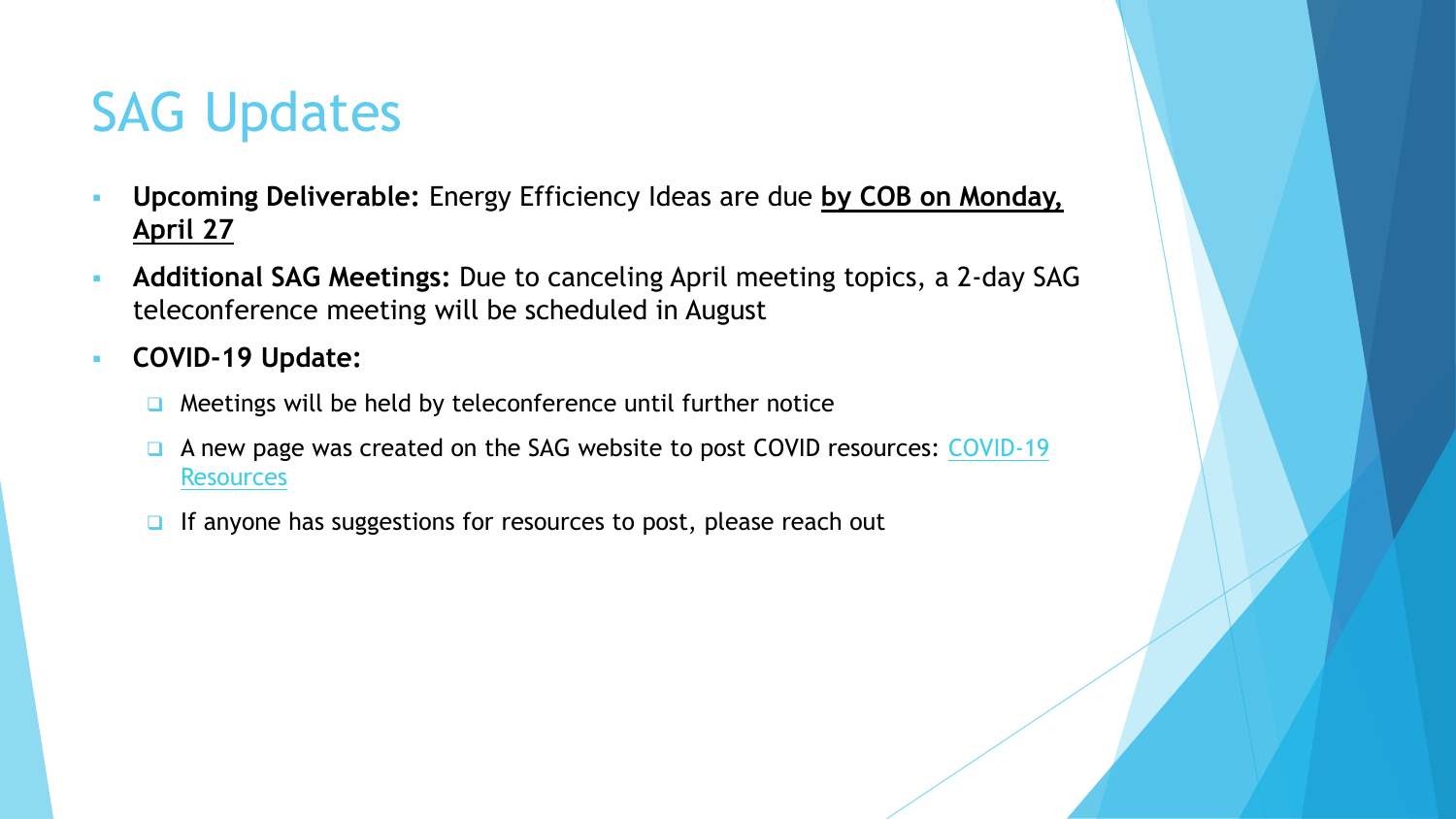# SAG Updates

- **Upcoming Deliverable:** Energy Efficiency Ideas are due **<u>by COB on Monday, April 27</u>**
- **Additional SAG Meetings:** Due to canceling April meeting topics, a 2-day SAG teleconference meeting will be scheduled in August
- **COVID-19 Update:**
  - Meetings will be held by teleconference until further notice
  - A new page was created on the SAG website to post COVID resources: COVID-19 Resources
  - If anyone has suggestions for resources to post, please reach out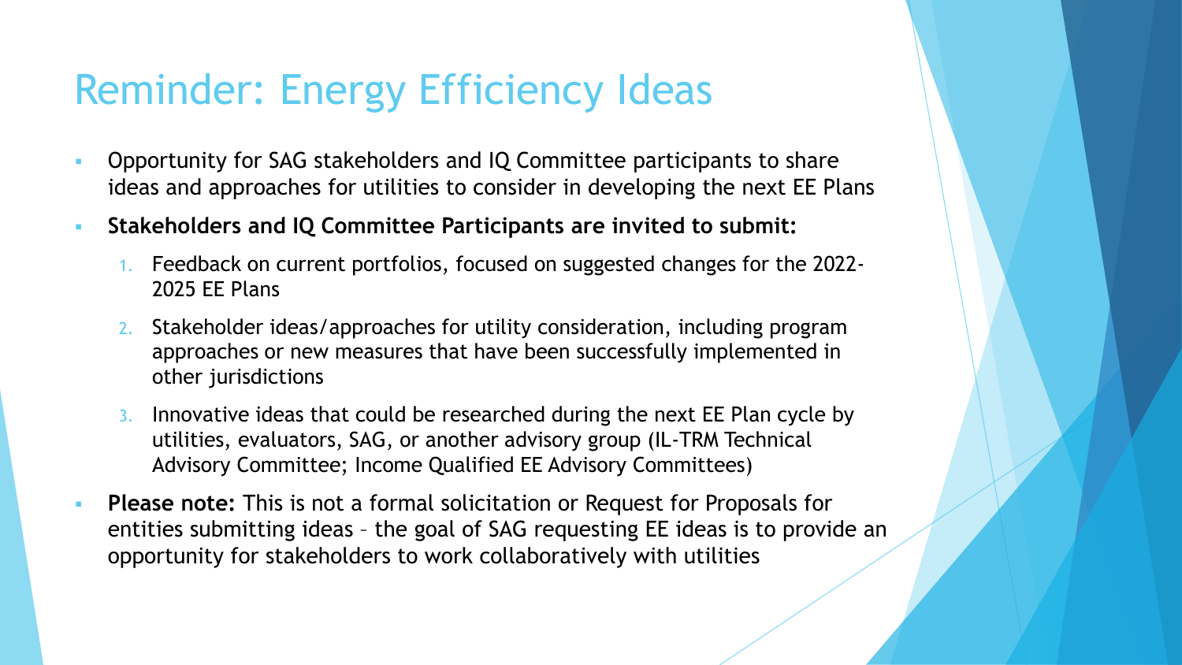# Reminder: Energy Efficiency Ideas

- Opportunity for SAG stakeholders and IQ Committee participants to share ideas and approaches for utilities to consider in developing the next EE Plans
- **Stakeholders and IQ Committee Participants are invited to submit:**
  1. Feedback on current portfolios, focused on suggested changes for the 2022-2025 EE Plans
  2. Stakeholder ideas/approaches for utility consideration, including program approaches or new measures that have been successfully implemented in other jurisdictions
  3. Innovative ideas that could be researched during the next EE Plan cycle by utilities, evaluators, SAG, or another advisory group (IL-TRM Technical Advisory Committee; Income Qualified EE Advisory Committees)
- **Please note:** This is not a formal solicitation or Request for Proposals for entities submitting ideas – the goal of SAG requesting EE ideas is to provide an opportunity for stakeholders to work collaboratively with utilities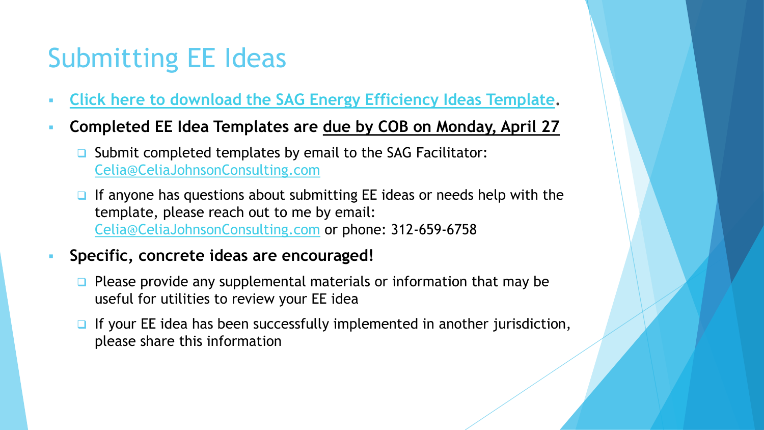# Submitting EE Ideas

- Click here to download the SAG Energy Efficiency Ideas Template.
- **Completed EE Idea Templates are due by COB on Monday, April 27**
  - Submit completed templates by email to the SAG Facilitator: Celia@CeliaJohnsonConsulting.com
  - If anyone has questions about submitting EE ideas or needs help with the template, please reach out to me by email: Celia@CeliaJohnsonConsulting.com or phone: 312-659-6758
- **Specific, concrete ideas are encouraged!**
  - Please provide any supplemental materials or information that may be useful for utilities to review your EE idea
  - If your EE idea has been successfully implemented in another jurisdiction, please share this information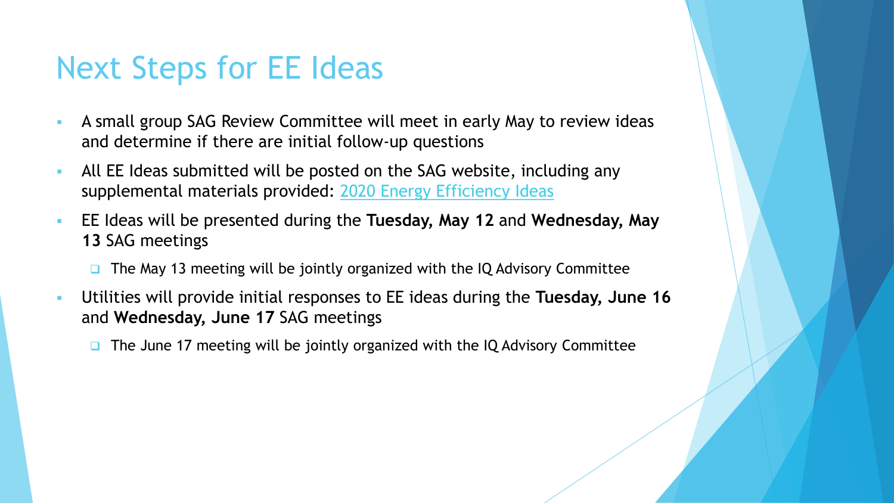# Next Steps for EE Ideas

- A small group SAG Review Committee will meet in early May to review ideas and determine if there are initial follow-up questions
- All EE Ideas submitted will be posted on the SAG website, including any supplemental materials provided: [2020 Energy Efficiency Ideas]
- EE Ideas will be presented during the **Tuesday, May 12** and **Wednesday, May 13** SAG meetings
  - The May 13 meeting will be jointly organized with the IQ Advisory Committee
- Utilities will provide initial responses to EE ideas during the **Tuesday, June 16** and **Wednesday, June 17** SAG meetings
  - The June 17 meeting will be jointly organized with the IQ Advisory Committee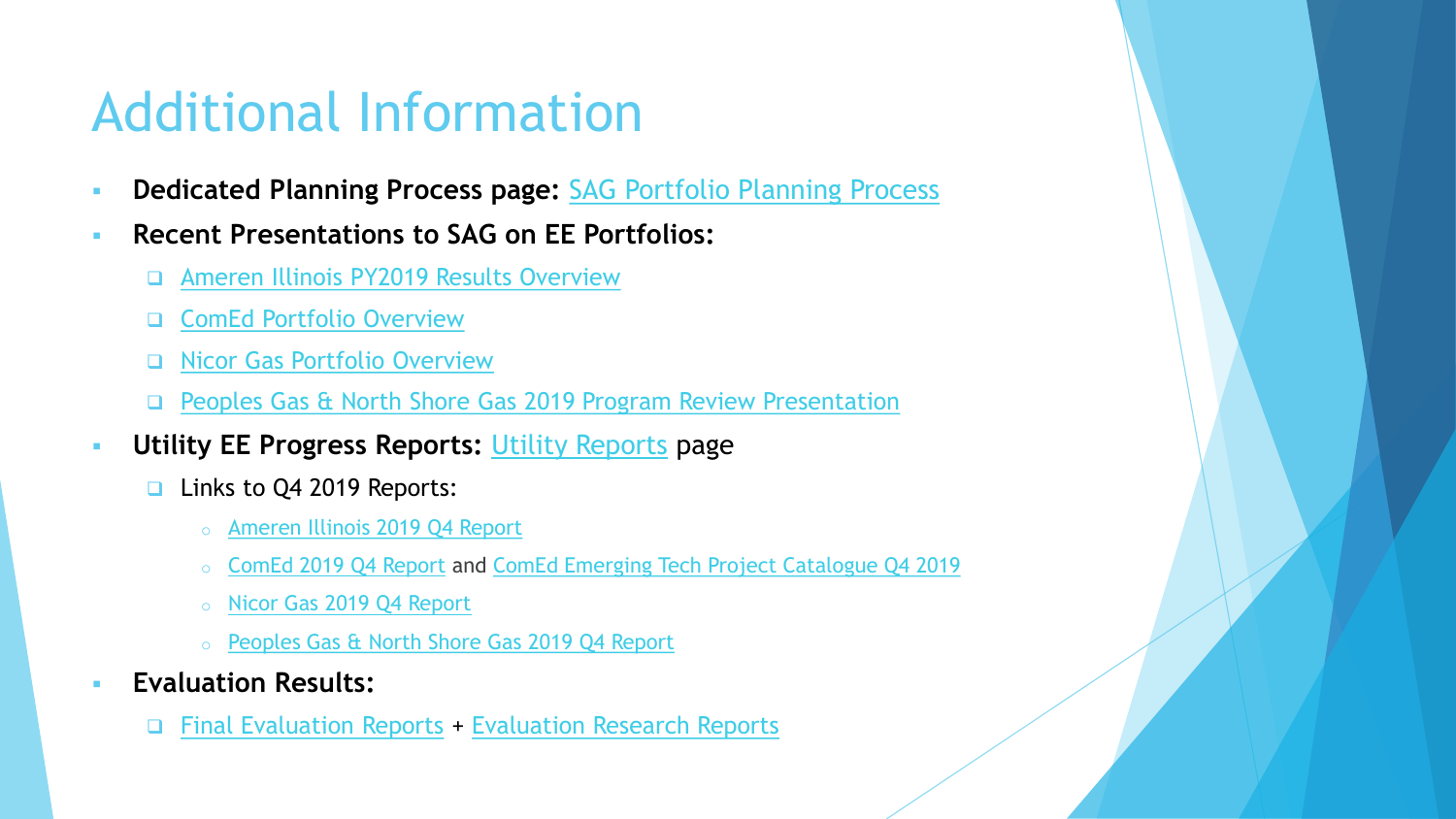# Additional Information

- **Dedicated Planning Process page:** SAG Portfolio Planning Process
- **Recent Presentations to SAG on EE Portfolios:**
  - Ameren Illinois PY2019 Results Overview
  - ComEd Portfolio Overview
  - Nicor Gas Portfolio Overview
  - Peoples Gas & North Shore Gas 2019 Program Review Presentation
- **Utility EE Progress Reports:** Utility Reports page
  - Links to Q4 2019 Reports:
    - Ameren Illinois 2019 Q4 Report
    - ComEd 2019 Q4 Report and ComEd Emerging Tech Project Catalogue Q4 2019
    - Nicor Gas 2019 Q4 Report
    - Peoples Gas & North Shore Gas 2019 Q4 Report
- **Evaluation Results:**
  - Final Evaluation Reports + Evaluation Research Reports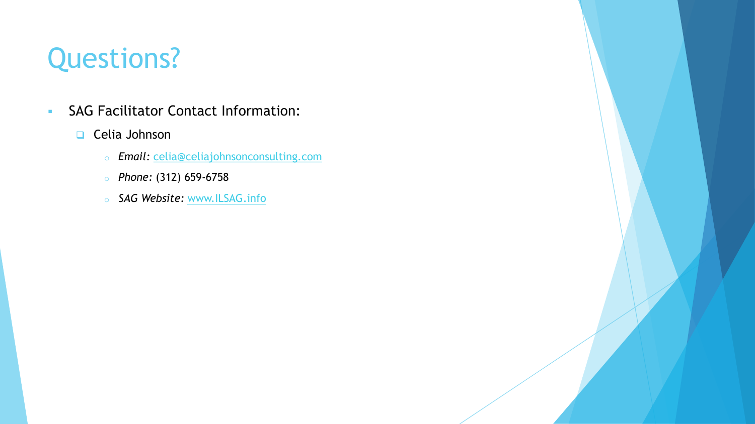# Questions?

- SAG Facilitator Contact Information:
  - Celia Johnson
    - *Email:* celia@celiajohnsonconsulting.com
    - *Phone:* (312) 659-6758
    - *SAG Website:* www.ILSAG.info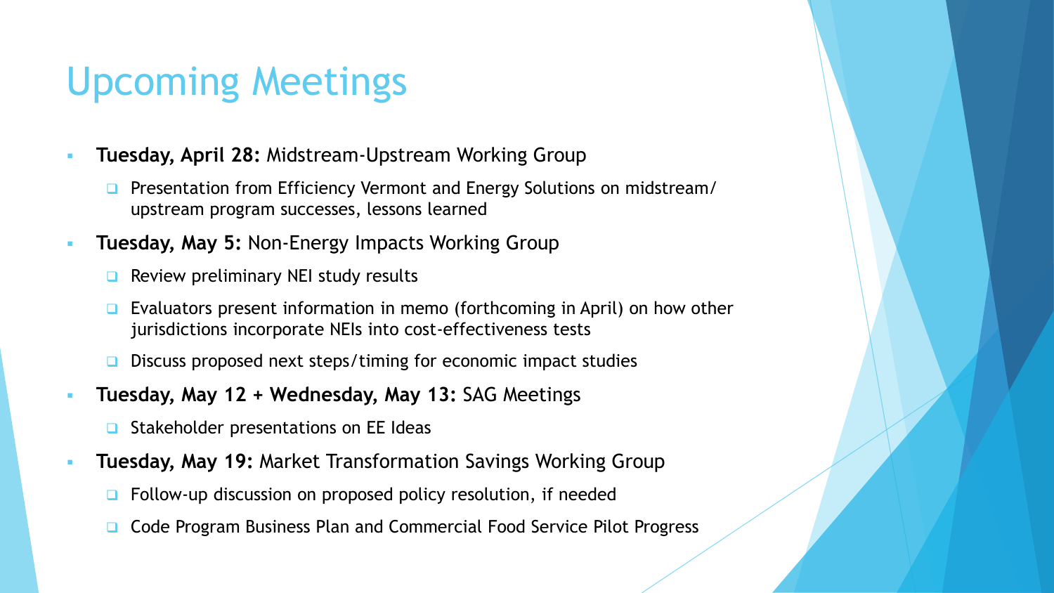# Upcoming Meetings

- **Tuesday, April 28:** Midstream-Upstream Working Group
  - Presentation from Efficiency Vermont and Energy Solutions on midstream/ upstream program successes, lessons learned
- **Tuesday, May 5:** Non-Energy Impacts Working Group
  - Review preliminary NEI study results
  - Evaluators present information in memo (forthcoming in April) on how other jurisdictions incorporate NEIs into cost-effectiveness tests
  - Discuss proposed next steps/timing for economic impact studies
- **Tuesday, May 12 + Wednesday, May 13:** SAG Meetings
  - Stakeholder presentations on EE Ideas
- **Tuesday, May 19:** Market Transformation Savings Working Group
  - Follow-up discussion on proposed policy resolution, if needed
  - Code Program Business Plan and Commercial Food Service Pilot Progress